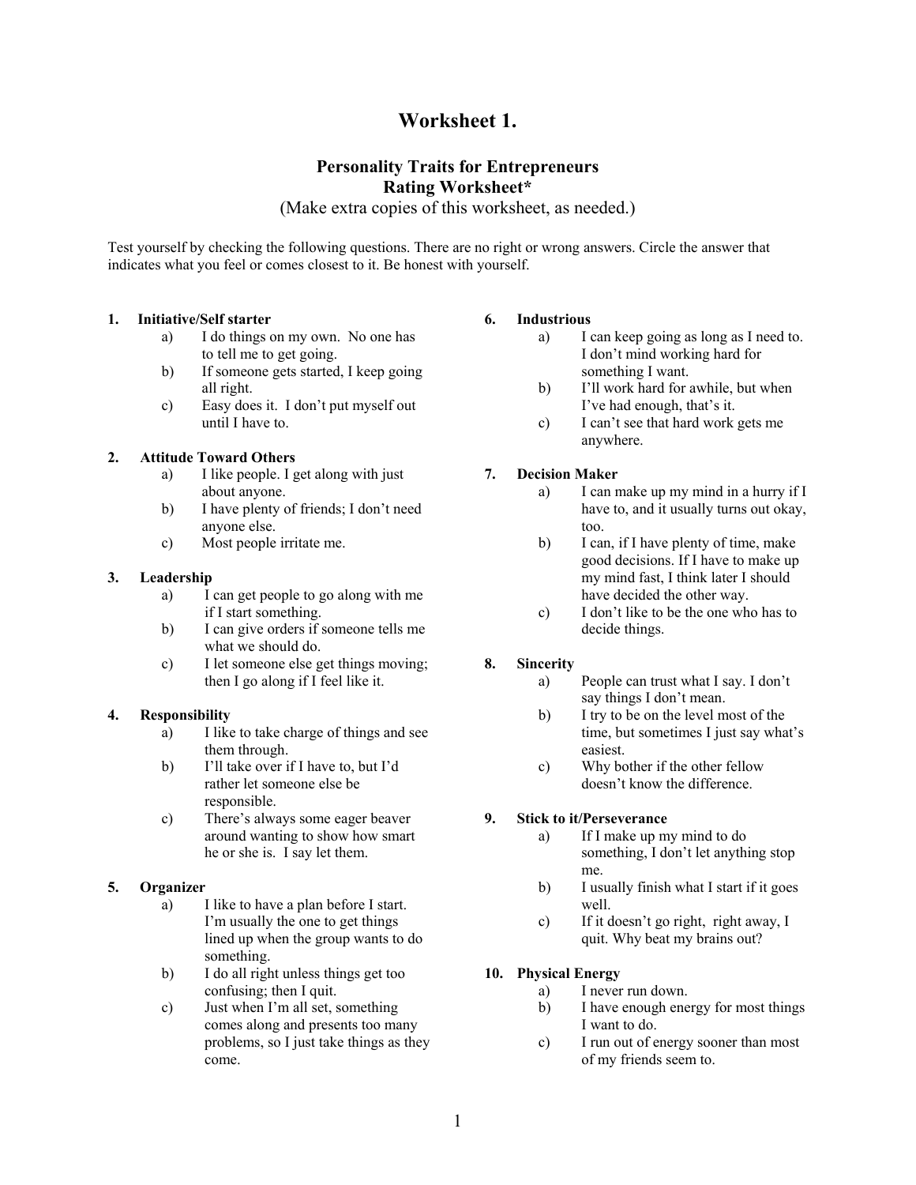# Worksheet 1.

## Personality Traits for Entrepreneurs
## Rating Worksheet*

(Make extra copies of this worksheet, as needed.)

Test yourself by checking the following questions. There are no right or wrong answers. Circle the answer that indicates what you feel or comes closest to it. Be honest with yourself.

**1. Initiative/Self starter**

a) I do things on my own. No one has to tell me to get going.
b) If someone gets started, I keep going all right.
c) Easy does it. I don't put myself out until I have to.

**2. Attitude Toward Others**

a) I like people. I get along with just about anyone.
b) I have plenty of friends; I don't need anyone else.
c) Most people irritate me.

**3. Leadership**

a) I can get people to go along with me if I start something.
b) I can give orders if someone tells me what we should do.
c) I let someone else get things moving; then I go along if I feel like it.

**4. Responsibility**

a) I like to take charge of things and see them through.
b) I'll take over if I have to, but I'd rather let someone else be responsible.
c) There's always some eager beaver around wanting to show how smart he or she is. I say let them.

**5. Organizer**

a) I like to have a plan before I start. I'm usually the one to get things lined up when the group wants to do something.
b) I do all right unless things get too confusing; then I quit.
c) Just when I'm all set, something comes along and presents too many problems, so I just take things as they come.

**6. Industrious**

a) I can keep going as long as I need to. I don't mind working hard for something I want.
b) I'll work hard for awhile, but when I've had enough, that's it.
c) I can't see that hard work gets me anywhere.

**7. Decision Maker**

a) I can make up my mind in a hurry if I have to, and it usually turns out okay, too.
b) I can, if I have plenty of time, make good decisions. If I have to make up my mind fast, I think later I should have decided the other way.
c) I don't like to be the one who has to decide things.

**8. Sincerity**

a) People can trust what I say. I don't say things I don't mean.
b) I try to be on the level most of the time, but sometimes I just say what's easiest.
c) Why bother if the other fellow doesn't know the difference.

**9. Stick to it/Perseverance**

a) If I make up my mind to do something, I don't let anything stop me.
b) I usually finish what I start if it goes well.
c) If it doesn't go right, right away, I quit. Why beat my brains out?

**10. Physical Energy**

a) I never run down.
b) I have enough energy for most things I want to do.
c) I run out of energy sooner than most of my friends seem to.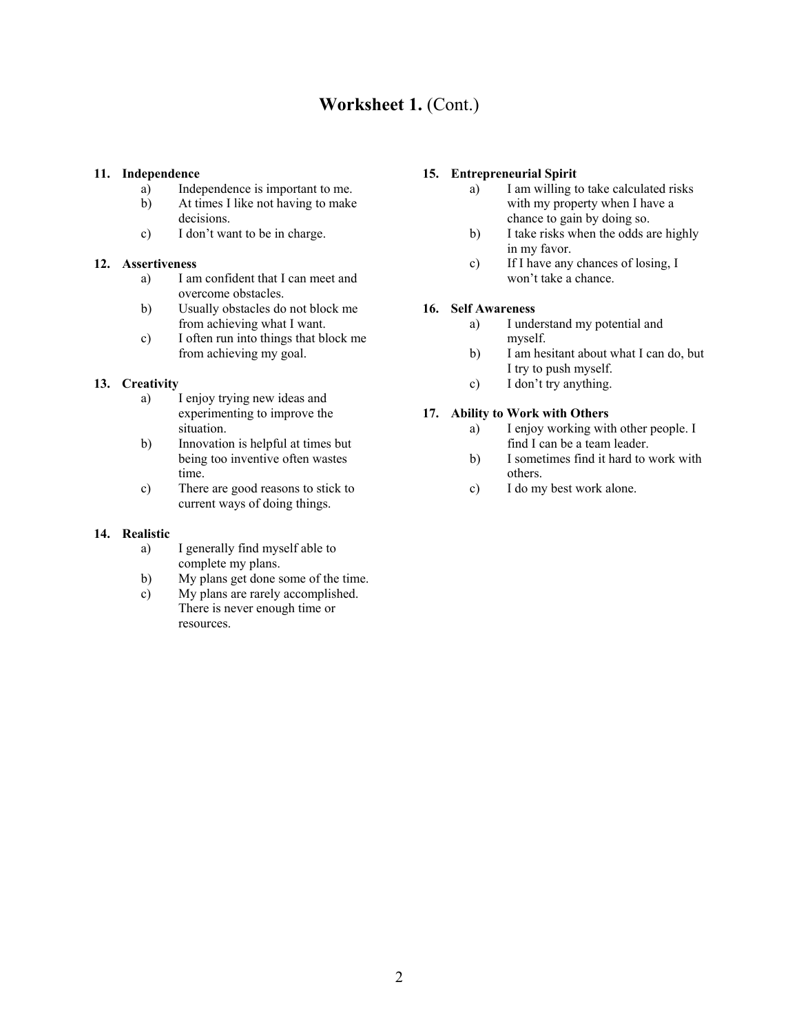## Worksheet 1. (Cont.)

**11. Independence**

a) Independence is important to me.
b) At times I like not having to make decisions.
c) I don't want to be in charge.

**12. Assertiveness**

a) I am confident that I can meet and overcome obstacles.
b) Usually obstacles do not block me from achieving what I want.
c) I often run into things that block me from achieving my goal.

**13. Creativity**

a) I enjoy trying new ideas and experimenting to improve the situation.
b) Innovation is helpful at times but being too inventive often wastes time.
c) There are good reasons to stick to current ways of doing things.

**14. Realistic**

a) I generally find myself able to complete my plans.
b) My plans get done some of the time.
c) My plans are rarely accomplished. There is never enough time or resources.

**15. Entrepreneurial Spirit**

a) I am willing to take calculated risks with my property when I have a chance to gain by doing so.
b) I take risks when the odds are highly in my favor.
c) If I have any chances of losing, I won't take a chance.

**16. Self Awareness**

a) I understand my potential and myself.
b) I am hesitant about what I can do, but I try to push myself.
c) I don't try anything.

**17. Ability to Work with Others**

a) I enjoy working with other people. I find I can be a team leader.
b) I sometimes find it hard to work with others.
c) I do my best work alone.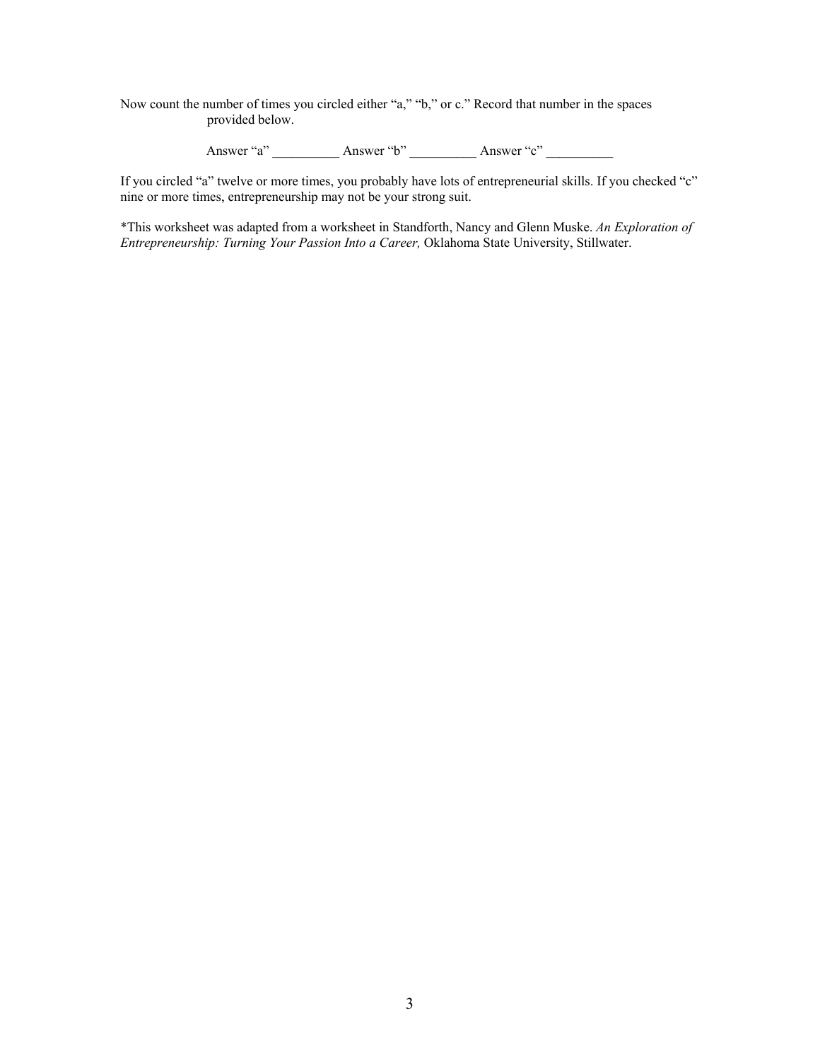Now count the number of times you circled either "a," "b," or c." Record that number in the spaces provided below.

Answer "a" __________ Answer "b" __________ Answer "c" __________

If you circled "a" twelve or more times, you probably have lots of entrepreneurial skills. If you checked "c" nine or more times, entrepreneurship may not be your strong suit.

*This worksheet was adapted from a worksheet in Standforth, Nancy and Glenn Muske. *An Exploration of Entrepreneurship: Turning Your Passion Into a Career,* Oklahoma State University, Stillwater.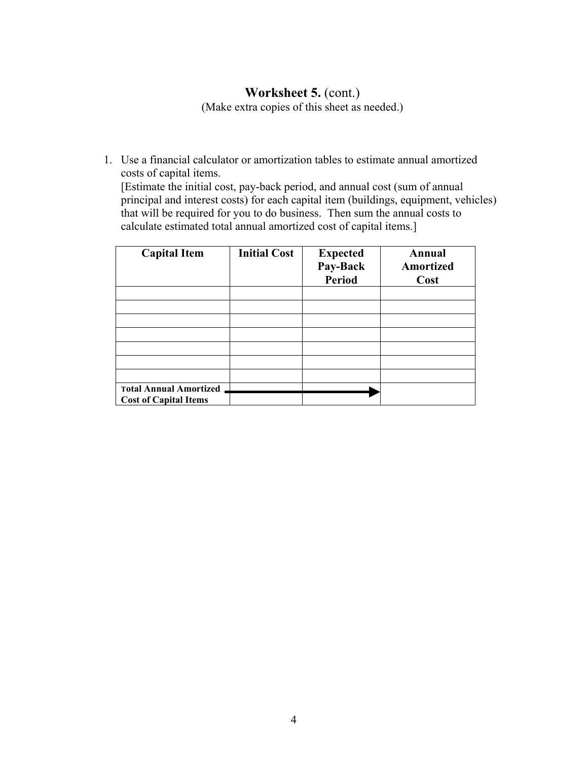# **Worksheet 5.** (cont.)

(Make extra copies of this sheet as needed.)

1. Use a financial calculator or amortization tables to estimate annual amortized costs of capital items.
   [Estimate the initial cost, pay-back period, and annual cost (sum of annual principal and interest costs) for each capital item (buildings, equipment, vehicles) that will be required for you to do business. Then sum the annual costs to calculate estimated total annual amortized cost of capital items.]

| Capital Item | Initial Cost | Expected Pay-Back Period | Annual Amortized Cost |
|---|---|---|---|
| | | | |
| | | | |
| | | | |
| | | | |
| | | | |
| | | | |
| | | | |
| **Total Annual Amortized Cost of Capital Items** | → | → | |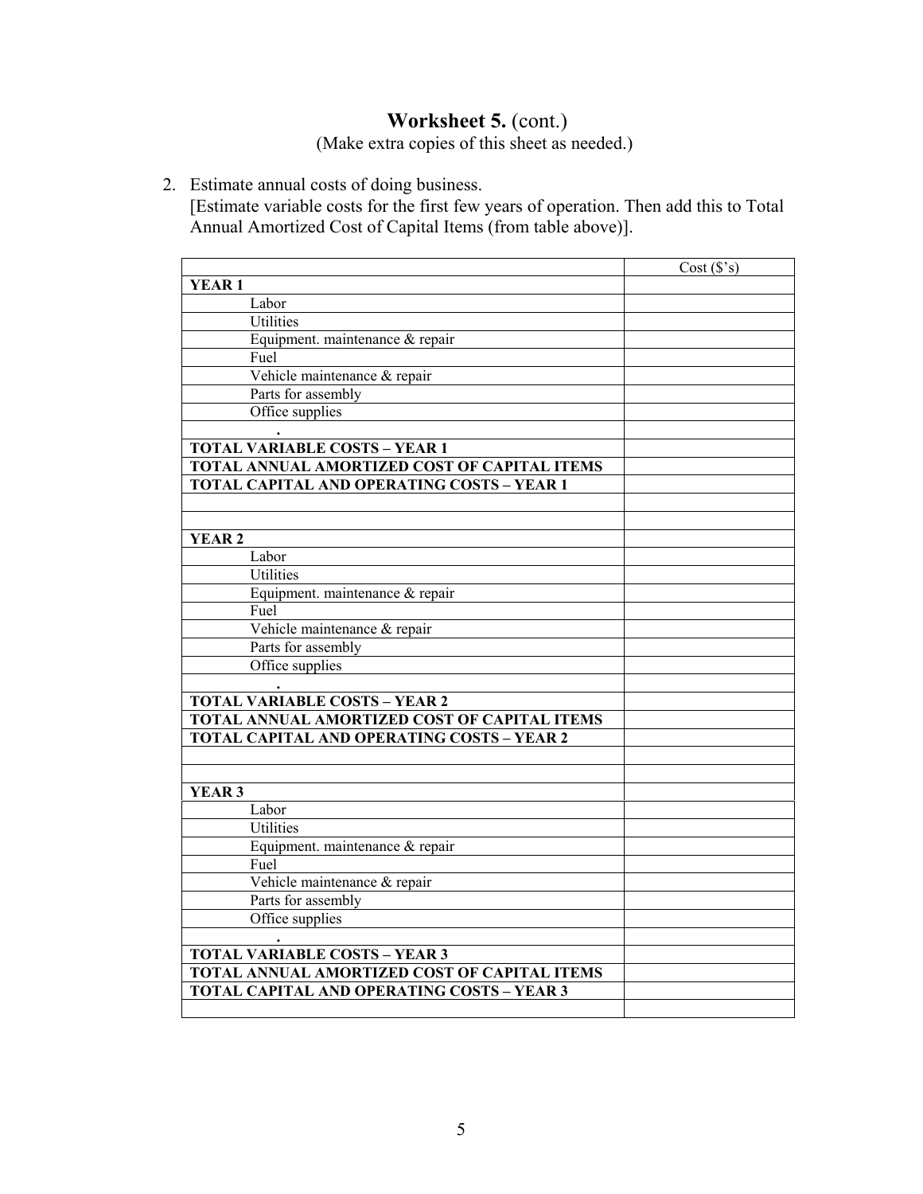## Worksheet 5. (cont.)

(Make extra copies of this sheet as needed.)

2. Estimate annual costs of doing business.
   [Estimate variable costs for the first few years of operation. Then add this to Total Annual Amortized Cost of Capital Items (from table above)].

| | Cost ($'s) |
|---|---|
| **YEAR 1** | |
| Labor | |
| Utilities | |
| Equipment. maintenance & repair | |
| Fuel | |
| Vehicle maintenance & repair | |
| Parts for assembly | |
| Office supplies | |
| . | |
| **TOTAL VARIABLE COSTS – YEAR 1** | |
| **TOTAL ANNUAL AMORTIZED COST OF CAPITAL ITEMS** | |
| **TOTAL CAPITAL AND OPERATING COSTS – YEAR 1** | |
| | |
| | |
| **YEAR 2** | |
| Labor | |
| Utilities | |
| Equipment. maintenance & repair | |
| Fuel | |
| Vehicle maintenance & repair | |
| Parts for assembly | |
| Office supplies | |
| . | |
| **TOTAL VARIABLE COSTS – YEAR 2** | |
| **TOTAL ANNUAL AMORTIZED COST OF CAPITAL ITEMS** | |
| **TOTAL CAPITAL AND OPERATING COSTS – YEAR 2** | |
| | |
| | |
| **YEAR 3** | |
| Labor | |
| Utilities | |
| Equipment. maintenance & repair | |
| Fuel | |
| Vehicle maintenance & repair | |
| Parts for assembly | |
| Office supplies | |
| . | |
| **TOTAL VARIABLE COSTS – YEAR 3** | |
| **TOTAL ANNUAL AMORTIZED COST OF CAPITAL ITEMS** | |
| **TOTAL CAPITAL AND OPERATING COSTS – YEAR 3** | |
| | |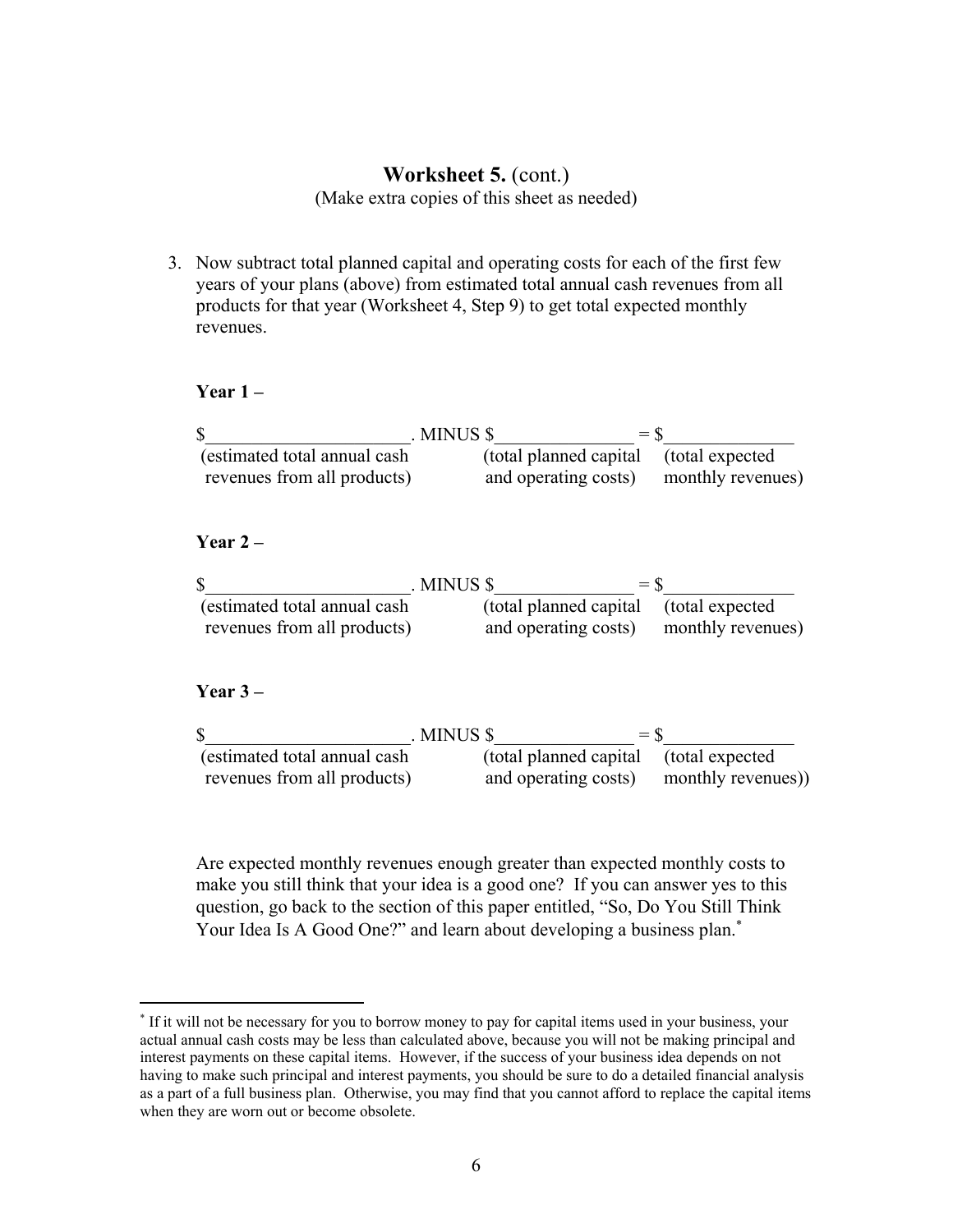## **Worksheet 5.** (cont.)

(Make extra copies of this sheet as needed)

3. Now subtract total planned capital and operating costs for each of the first few years of your plans (above) from estimated total annual cash revenues from all products for that year (Worksheet 4, Step 9) to get total expected monthly revenues.

**Year 1 –**

| $_____________________. | MINUS $_______________ | = $______________ |
|---|---|---|
| (estimated total annual cash revenues from all products) | (total planned capital and operating costs) | (total expected monthly revenues) |

**Year 2 –**

| $_____________________. | MINUS $_______________ | = $______________ |
|---|---|---|
| (estimated total annual cash revenues from all products) | (total planned capital and operating costs) | (total expected monthly revenues) |

**Year 3 –**

| $_____________________. | MINUS $_______________ | = $______________ |
|---|---|---|
| (estimated total annual cash revenues from all products) | (total planned capital and operating costs) | (total expected monthly revenues)) |

Are expected monthly revenues enough greater than expected monthly costs to make you still think that your idea is a good one? If you can answer yes to this question, go back to the section of this paper entitled, "So, Do You Still Think Your Idea Is A Good One?" and learn about developing a business plan.[*]

---

[*] If it will not be necessary for you to borrow money to pay for capital items used in your business, your actual annual cash costs may be less than calculated above, because you will not be making principal and interest payments on these capital items. However, if the success of your business idea depends on not having to make such principal and interest payments, you should be sure to do a detailed financial analysis as a part of a full business plan. Otherwise, you may find that you cannot afford to replace the capital items when they are worn out or become obsolete.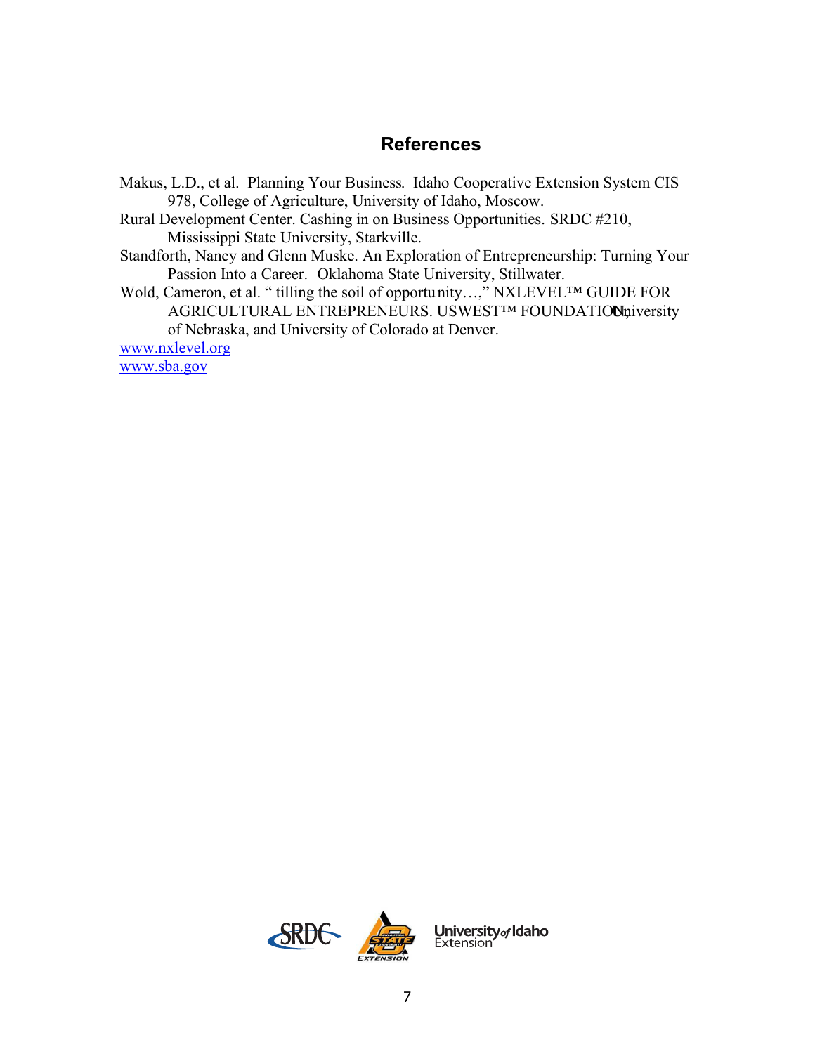## References

Makus, L.D., et al. Planning Your Business. Idaho Cooperative Extension System CIS 978, College of Agriculture, University of Idaho, Moscow.

Rural Development Center. Cashing in on Business Opportunities. SRDC #210, Mississippi State University, Starkville.

Standforth, Nancy and Glenn Muske. An Exploration of Entrepreneurship: Turning Your Passion Into a Career. Oklahoma State University, Stillwater.

Wold, Cameron, et al. " tilling the soil of opportunity…," NXLEVEL™ GUIDE FOR AGRICULTURAL ENTREPRENEURS. USWEST™ FOUNDATION, University of Nebraska, and University of Colorado at Denver.

www.nxlevel.org

www.sba.gov